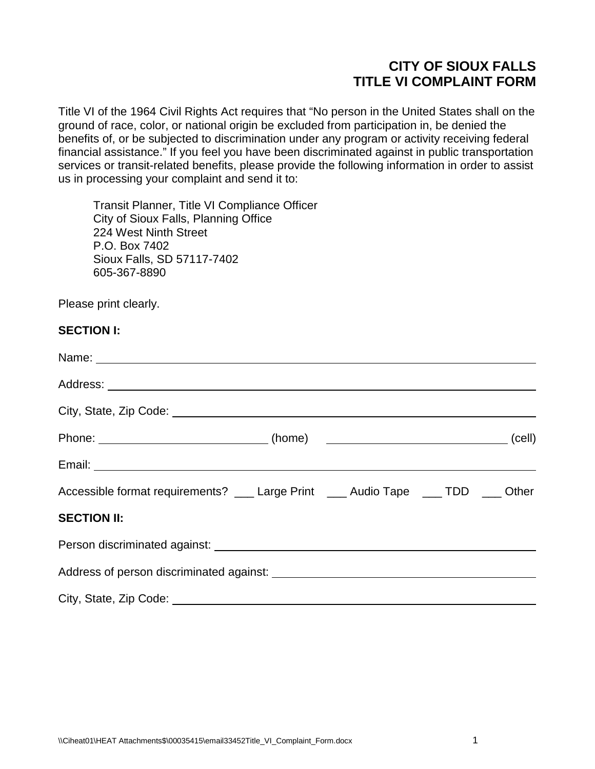# CITY OF SIOUX FALLS
# TITLE VI COMPLAINT FORM

Title VI of the 1964 Civil Rights Act requires that "No person in the United States shall on the ground of race, color, or national origin be excluded from participation in, be denied the benefits of, or be subjected to discrimination under any program or activity receiving federal financial assistance." If you feel you have been discriminated against in public transportation services or transit-related benefits, please provide the following information in order to assist us in processing your complaint and send it to:

Transit Planner, Title VI Compliance Officer
City of Sioux Falls, Planning Office
224 West Ninth Street
P.O. Box 7402
Sioux Falls, SD 57117-7402
605-367-8890

Please print clearly.

**SECTION I:**

Name: ______________________________________________________________

Address: ____________________________________________________________

City, State, Zip Code: _________________________________________________

Phone: __________________________ (home) ____________________________ (cell)

Email: ______________________________________________________________

Accessible format requirements? ___ Large Print ___ Audio Tape ___ TDD ___ Other

**SECTION II:**

Person discriminated against: ___________________________________________

Address of person discriminated against: __________________________________

City, State, Zip Code: _________________________________________________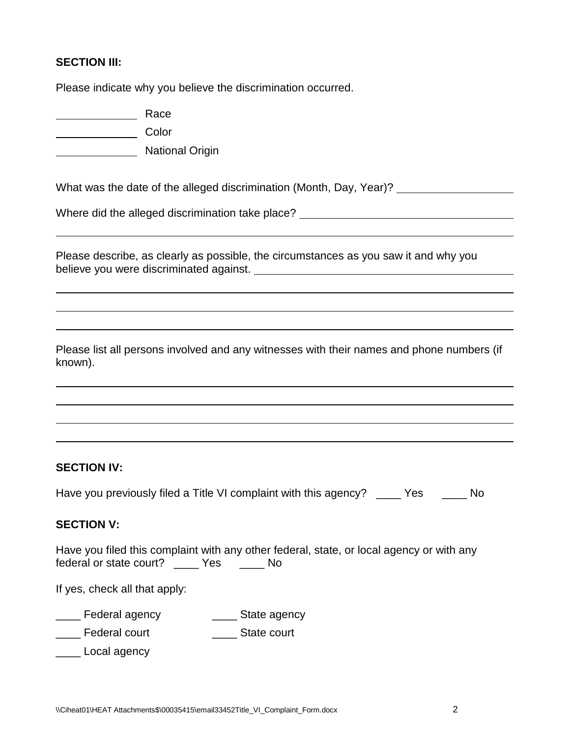**SECTION III:**

Please indicate why you believe the discrimination occurred.

_____________ Race

_____________ Color

_____________ National Origin

What was the date of the alleged discrimination (Month, Day, Year)? ___________________

Where did the alleged discrimination take place? ___________________________________

_____________________________________________________________________________

Please describe, as clearly as possible, the circumstances as you saw it and why you believe you were discriminated against. ___________________________________________

_____________________________________________________________________________

_____________________________________________________________________________

_____________________________________________________________________________

Please list all persons involved and any witnesses with their names and phone numbers (if known).

_____________________________________________________________________________

_____________________________________________________________________________

_____________________________________________________________________________

_____________________________________________________________________________

**SECTION IV:**

Have you previously filed a Title VI complaint with this agency? ____ Yes ____ No

**SECTION V:**

Have you filed this complaint with any other federal, state, or local agency or with any federal or state court? ____ Yes ____ No

If yes, check all that apply:

____ Federal agency ____ State agency

____ Federal court ____ State court

____ Local agency

\\Ciheat01\HEAT Attachments$\00035415\email33452Title_VI_Complaint_Form.docx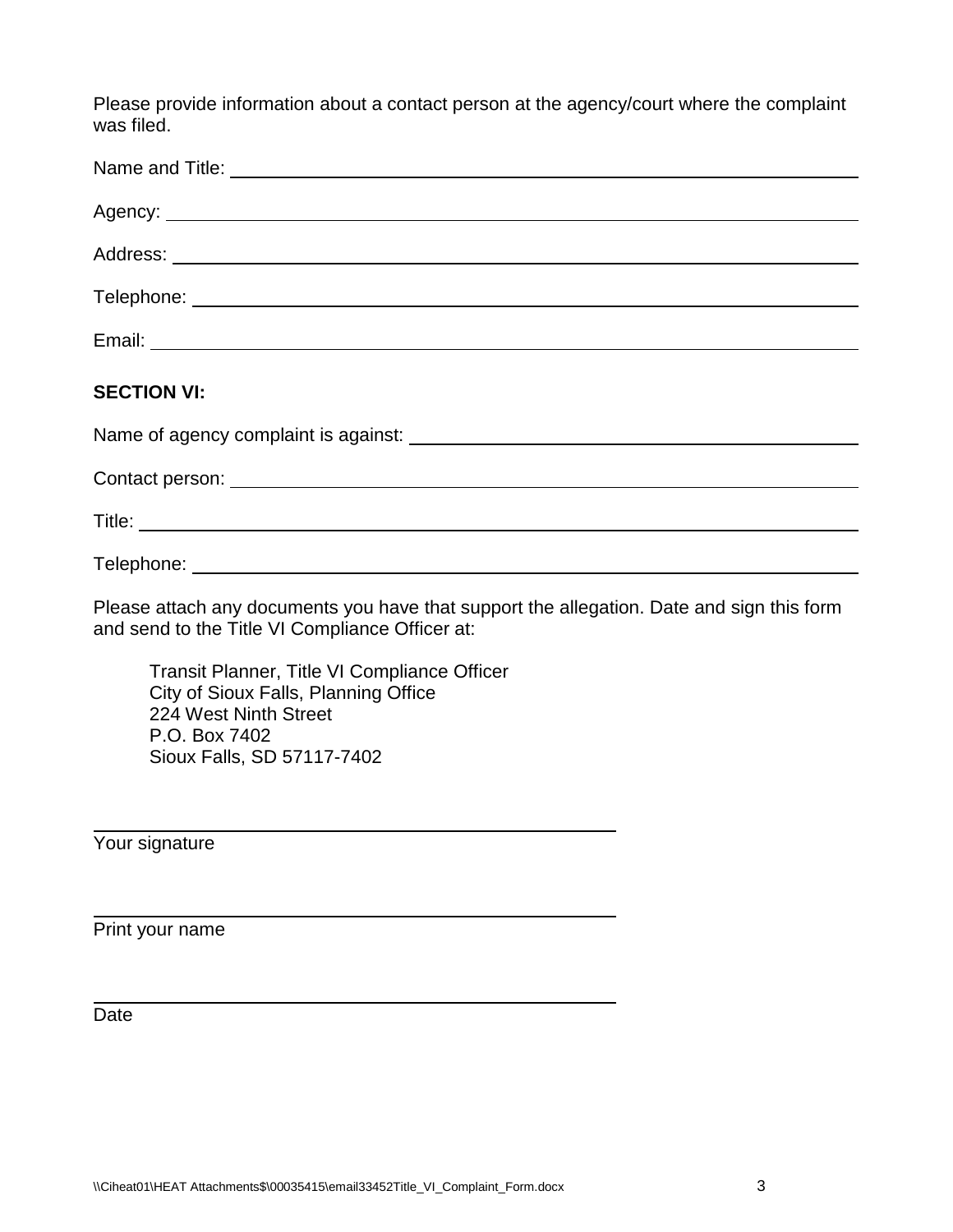Please provide information about a contact person at the agency/court where the complaint was filed.

Name and Title: \_\_\_\_\_\_\_\_\_\_\_\_\_\_\_\_\_\_\_\_\_\_\_\_\_\_\_\_\_\_\_\_\_\_\_\_\_\_\_\_

Agency: \_\_\_\_\_\_\_\_\_\_\_\_\_\_\_\_\_\_\_\_\_\_\_\_\_\_\_\_\_\_\_\_\_\_\_\_\_\_\_\_

Address: \_\_\_\_\_\_\_\_\_\_\_\_\_\_\_\_\_\_\_\_\_\_\_\_\_\_\_\_\_\_\_\_\_\_\_\_\_\_\_\_

Telephone: \_\_\_\_\_\_\_\_\_\_\_\_\_\_\_\_\_\_\_\_\_\_\_\_\_\_\_\_\_\_\_\_\_\_\_\_\_\_\_\_

Email: \_\_\_\_\_\_\_\_\_\_\_\_\_\_\_\_\_\_\_\_\_\_\_\_\_\_\_\_\_\_\_\_\_\_\_\_\_\_\_\_

**SECTION VI:**

Name of agency complaint is against: \_\_\_\_\_\_\_\_\_\_\_\_\_\_\_\_\_\_\_\_\_\_\_\_\_\_\_\_\_\_\_\_\_\_\_\_\_\_\_\_

Contact person: \_\_\_\_\_\_\_\_\_\_\_\_\_\_\_\_\_\_\_\_\_\_\_\_\_\_\_\_\_\_\_\_\_\_\_\_\_\_\_\_

Title: \_\_\_\_\_\_\_\_\_\_\_\_\_\_\_\_\_\_\_\_\_\_\_\_\_\_\_\_\_\_\_\_\_\_\_\_\_\_\_\_

Telephone: \_\_\_\_\_\_\_\_\_\_\_\_\_\_\_\_\_\_\_\_\_\_\_\_\_\_\_\_\_\_\_\_\_\_\_\_\_\_\_\_

Please attach any documents you have that support the allegation. Date and sign this form and send to the Title VI Compliance Officer at:

> Transit Planner, Title VI Compliance Officer
> City of Sioux Falls, Planning Office
> 224 West Ninth Street
> P.O. Box 7402
> Sioux Falls, SD 57117-7402

\_\_\_\_\_\_\_\_\_\_\_\_\_\_\_\_\_\_\_\_\_\_\_\_\_\_\_\_\_\_\_\_\_\_\_\_\_\_\_\_
Your signature

\_\_\_\_\_\_\_\_\_\_\_\_\_\_\_\_\_\_\_\_\_\_\_\_\_\_\_\_\_\_\_\_\_\_\_\_\_\_\_\_
Print your name

\_\_\_\_\_\_\_\_\_\_\_\_\_\_\_\_\_\_\_\_\_\_\_\_\_\_\_\_\_\_\_\_\_\_\_\_\_\_\_\_
Date

\\Ciheat01\HEAT Attachments$\00035415\email33452Title_VI_Complaint_Form.docx